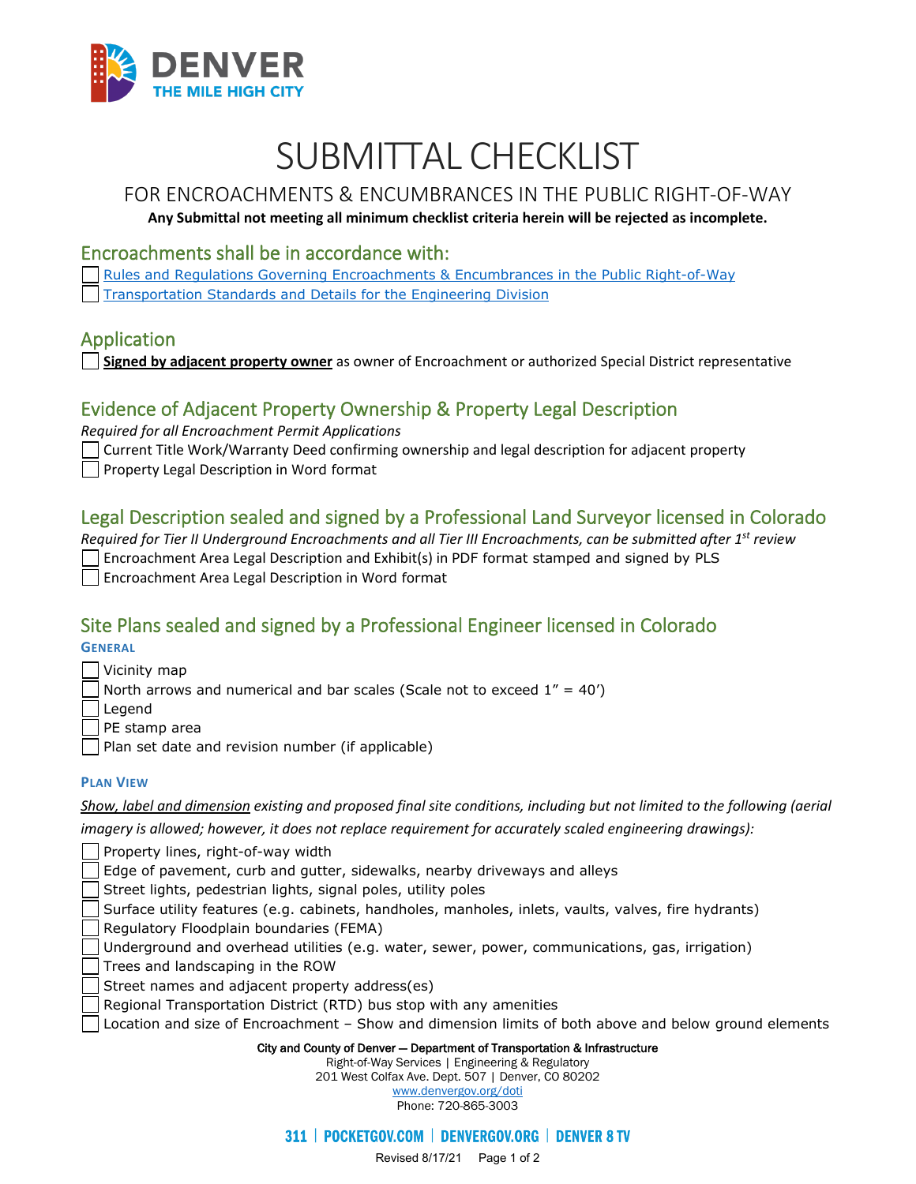# SUBMITTAL CHECKLIST

## FOR ENCROACHMENTS & ENCUMBRANCES IN THE PUBLIC RIGHT-OF-WAY

**Any Submittal not meeting all minimum checklist criteria herein will be rejected as incomplete.**

## Encroachments shall be in accordance with:

- [ ] Rules and Regulations Governing Encroachments & Encumbrances in the Public Right-of-Way
- [ ] Transportation Standards and Details for the Engineering Division

## Application

- [ ] **Signed by adjacent property owner** as owner of Encroachment or authorized Special District representative

## Evidence of Adjacent Property Ownership & Property Legal Description

*Required for all Encroachment Permit Applications*

- [ ] Current Title Work/Warranty Deed confirming ownership and legal description for adjacent property
- [ ] Property Legal Description in Word format

## Legal Description sealed and signed by a Professional Land Surveyor licensed in Colorado

*Required for Tier II Underground Encroachments and all Tier III Encroachments, can be submitted after 1st review*

- [ ] Encroachment Area Legal Description and Exhibit(s) in PDF format stamped and signed by PLS
- [ ] Encroachment Area Legal Description in Word format

## Site Plans sealed and signed by a Professional Engineer licensed in Colorado

### General

- [ ] Vicinity map
- [ ] North arrows and numerical and bar scales (Scale not to exceed 1" = 40')
- [ ] Legend
- [ ] PE stamp area
- [ ] Plan set date and revision number (if applicable)

### Plan View

*Show, label and dimension existing and proposed final site conditions, including but not limited to the following (aerial imagery is allowed; however, it does not replace requirement for accurately scaled engineering drawings):*

- [ ] Property lines, right-of-way width
- [ ] Edge of pavement, curb and gutter, sidewalks, nearby driveways and alleys
- [ ] Street lights, pedestrian lights, signal poles, utility poles
- [ ] Surface utility features (e.g. cabinets, handholes, manholes, inlets, vaults, valves, fire hydrants)
- [ ] Regulatory Floodplain boundaries (FEMA)
- [ ] Underground and overhead utilities (e.g. water, sewer, power, communications, gas, irrigation)
- [ ] Trees and landscaping in the ROW
- [ ] Street names and adjacent property address(es)
- [ ] Regional Transportation District (RTD) bus stop with any amenities
- [ ] Location and size of Encroachment – Show and dimension limits of both above and below ground elements

City and County of Denver — Department of Transportation & Infrastructure
Right-of-Way Services | Engineering & Regulatory
201 West Colfax Ave. Dept. 507 | Denver, CO 80202
www.denvergov.org/doti
Phone: 720-865-3003

311 | POCKETGOV.COM | DENVERGOV.ORG | DENVER 8 TV

Revised 8/17/21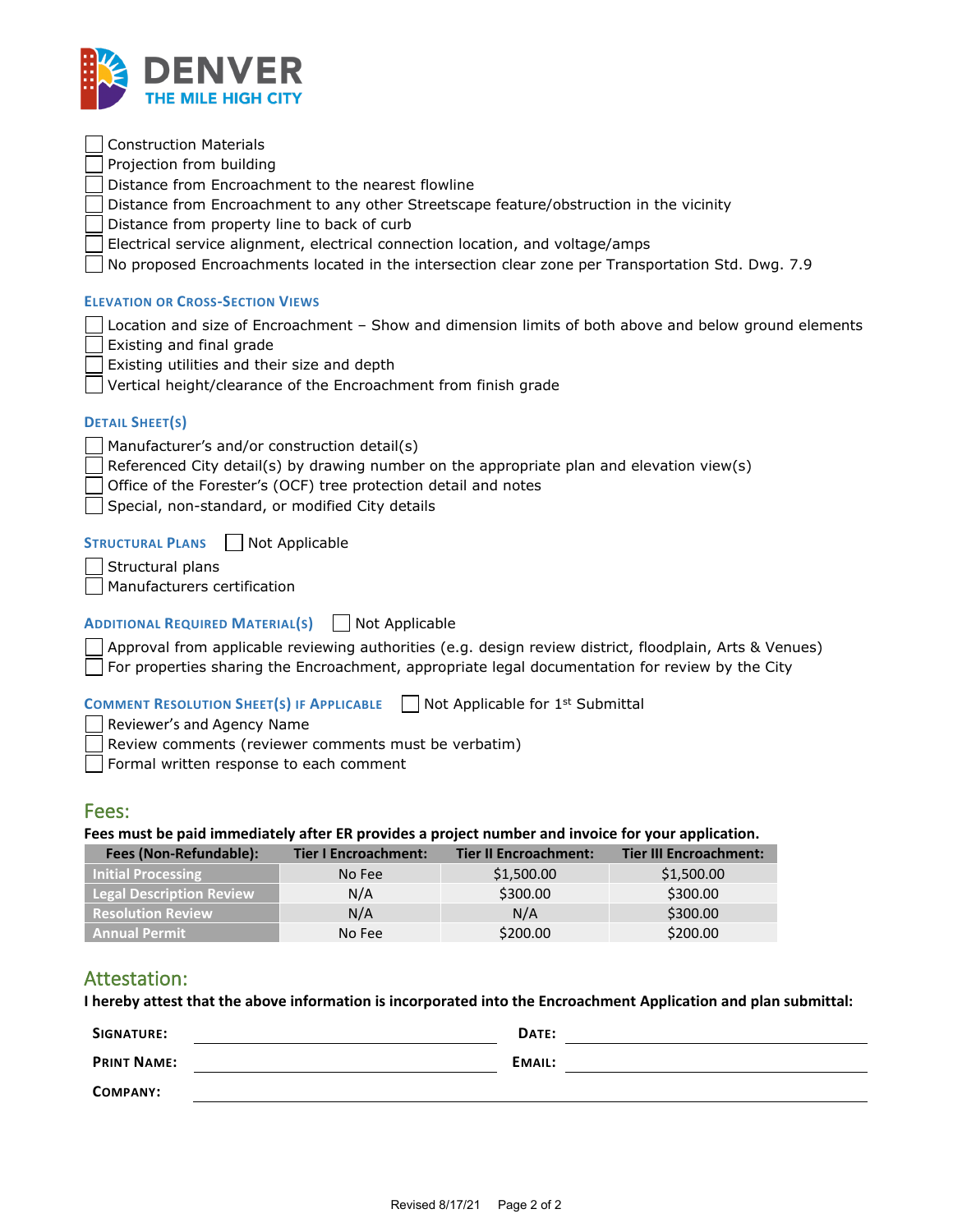- [ ] Construction Materials
- [ ] Projection from building
- [ ] Distance from Encroachment to the nearest flowline
- [ ] Distance from Encroachment to any other Streetscape feature/obstruction in the vicinity
- [ ] Distance from property line to back of curb
- [ ] Electrical service alignment, electrical connection location, and voltage/amps
- [ ] No proposed Encroachments located in the intersection clear zone per Transportation Std. Dwg. 7.9

### Elevation or Cross-Section Views

- [ ] Location and size of Encroachment – Show and dimension limits of both above and below ground elements
- [ ] Existing and final grade
- [ ] Existing utilities and their size and depth
- [ ] Vertical height/clearance of the Encroachment from finish grade

### Detail Sheet(s)

- [ ] Manufacturer's and/or construction detail(s)
- [ ] Referenced City detail(s) by drawing number on the appropriate plan and elevation view(s)
- [ ] Office of the Forester's (OCF) tree protection detail and notes
- [ ] Special, non-standard, or modified City details

### Structural Plans ☐ Not Applicable

- [ ] Structural plans
- [ ] Manufacturers certification

### Additional Required Material(s) ☐ Not Applicable

- [ ] Approval from applicable reviewing authorities (e.g. design review district, floodplain, Arts & Venues)
- [ ] For properties sharing the Encroachment, appropriate legal documentation for review by the City

### Comment Resolution Sheet(s) if Applicable ☐ Not Applicable for 1st Submittal

- [ ] Reviewer's and Agency Name
- [ ] Review comments (reviewer comments must be verbatim)
- [ ] Formal written response to each comment

## Fees:

**Fees must be paid immediately after ER provides a project number and invoice for your application.**

| Fees (Non-Refundable): | Tier I Encroachment: | Tier II Encroachment: | Tier III Encroachment: |
|---|---|---|---|
| Initial Processing | No Fee | $1,500.00 | $1,500.00 |
| Legal Description Review | N/A | $300.00 | $300.00 |
| Resolution Review | N/A | N/A | $300.00 |
| Annual Permit | No Fee | $200.00 | $200.00 |

## Attestation:

**I hereby attest that the above information is incorporated into the Encroachment Application and plan submittal:**

**Signature:** ______________________ **Date:** ______________________

**Print Name:** ______________________ **Email:** ______________________

**Company:** ______________________

Revised 8/17/21